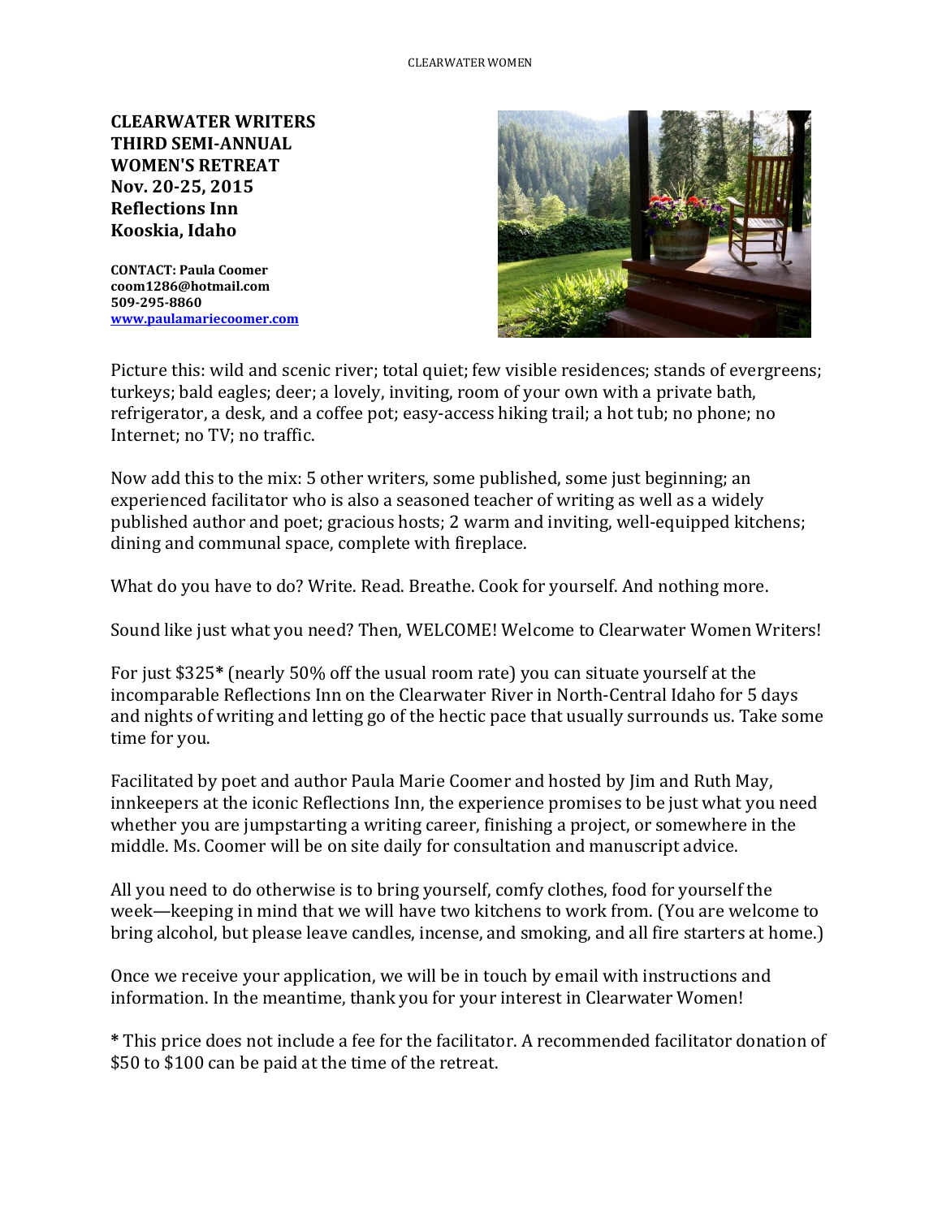**CLEARWATER WRITERS**
**THIRD SEMI-ANNUAL**
**WOMEN'S RETREAT**
**Nov. 20-25, 2015**
**Reflections Inn**
**Kooskia, Idaho**

**CONTACT: Paula Coomer**
**coom1286@hotmail.com**
**509-295-8860**
**[www.paulamariecoomer.com](http://www.paulamariecoomer.com)**

Picture this: wild and scenic river; total quiet; few visible residences; stands of evergreens; turkeys; bald eagles; deer; a lovely, inviting, room of your own with a private bath, refrigerator, a desk, and a coffee pot; easy-access hiking trail; a hot tub; no phone; no Internet; no TV; no traffic.

Now add this to the mix: 5 other writers, some published, some just beginning; an experienced facilitator who is also a seasoned teacher of writing as well as a widely published author and poet; gracious hosts; 2 warm and inviting, well-equipped kitchens; dining and communal space, complete with fireplace.

What do you have to do? Write. Read. Breathe. Cook for yourself. And nothing more.

Sound like just what you need? Then, WELCOME! Welcome to Clearwater Women Writers!

For just $325* (nearly 50% off the usual room rate) you can situate yourself at the incomparable Reflections Inn on the Clearwater River in North-Central Idaho for 5 days and nights of writing and letting go of the hectic pace that usually surrounds us. Take some time for you.

Facilitated by poet and author Paula Marie Coomer and hosted by Jim and Ruth May, innkeepers at the iconic Reflections Inn, the experience promises to be just what you need whether you are jumpstarting a writing career, finishing a project, or somewhere in the middle. Ms. Coomer will be on site daily for consultation and manuscript advice.

All you need to do otherwise is to bring yourself, comfy clothes, food for yourself the week—keeping in mind that we will have two kitchens to work from. (You are welcome to bring alcohol, but please leave candles, incense, and smoking, and all fire starters at home.)

Once we receive your application, we will be in touch by email with instructions and information. In the meantime, thank you for your interest in Clearwater Women!

**\*** This price does not include a fee for the facilitator. A recommended facilitator donation of $50 to $100 can be paid at the time of the retreat.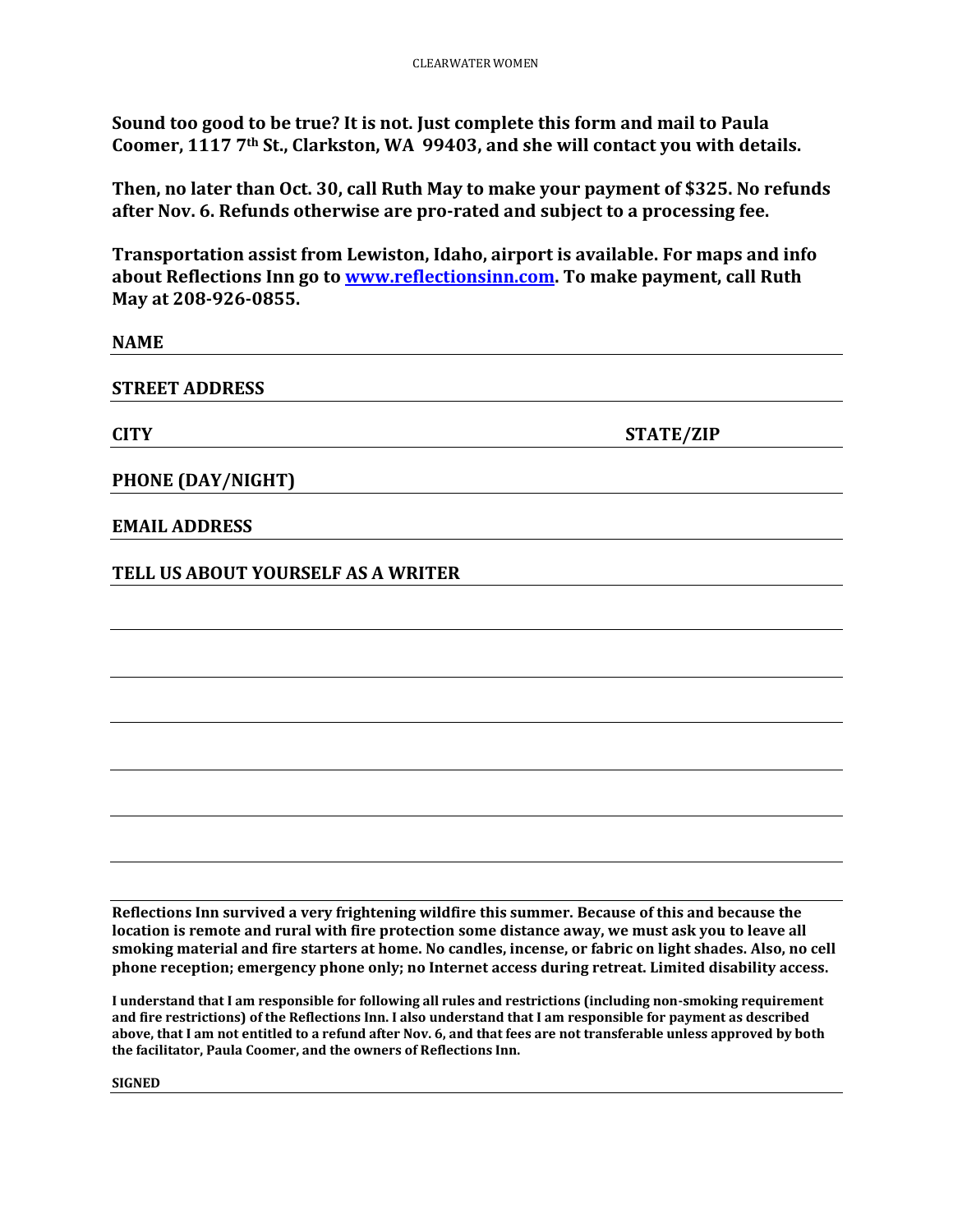**Sound too good to be true? It is not. Just complete this form and mail to Paula Coomer, 1117 7th St., Clarkston, WA 99403, and she will contact you with details.**

**Then, no later than Oct. 30, call Ruth May to make your payment of $325. No refunds after Nov. 6. Refunds otherwise are pro-rated and subject to a processing fee.**

**Transportation assist from Lewiston, Idaho, airport is available. For maps and info about Reflections Inn go to [www.reflectionsinn.com](www.reflectionsinn.com). To make payment, call Ruth May at 208-926-0855.**

**NAME** ______________________________________________

**STREET ADDRESS** ______________________________________________

**CITY** ______________________________ **STATE/ZIP** ______________

**PHONE (DAY/NIGHT)** ______________________________________________

**EMAIL ADDRESS** ______________________________________________

**TELL US ABOUT YOURSELF AS A WRITER** ______________________________________________

______________________________________________

______________________________________________

______________________________________________

______________________________________________

______________________________________________

______________________________________________

______________________________________________

**Reflections Inn survived a very frightening wildfire this summer. Because of this and because the location is remote and rural with fire protection some distance away, we must ask you to leave all smoking material and fire starters at home. No candles, incense, or fabric on light shades. Also, no cell phone reception; emergency phone only; no Internet access during retreat. Limited disability access.**

**I understand that I am responsible for following all rules and restrictions (including non-smoking requirement and fire restrictions) of the Reflections Inn. I also understand that I am responsible for payment as described above, that I am not entitled to a refund after Nov. 6, and that fees are not transferable unless approved by both the facilitator, Paula Coomer, and the owners of Reflections Inn.**

**SIGNED** ______________________________________________